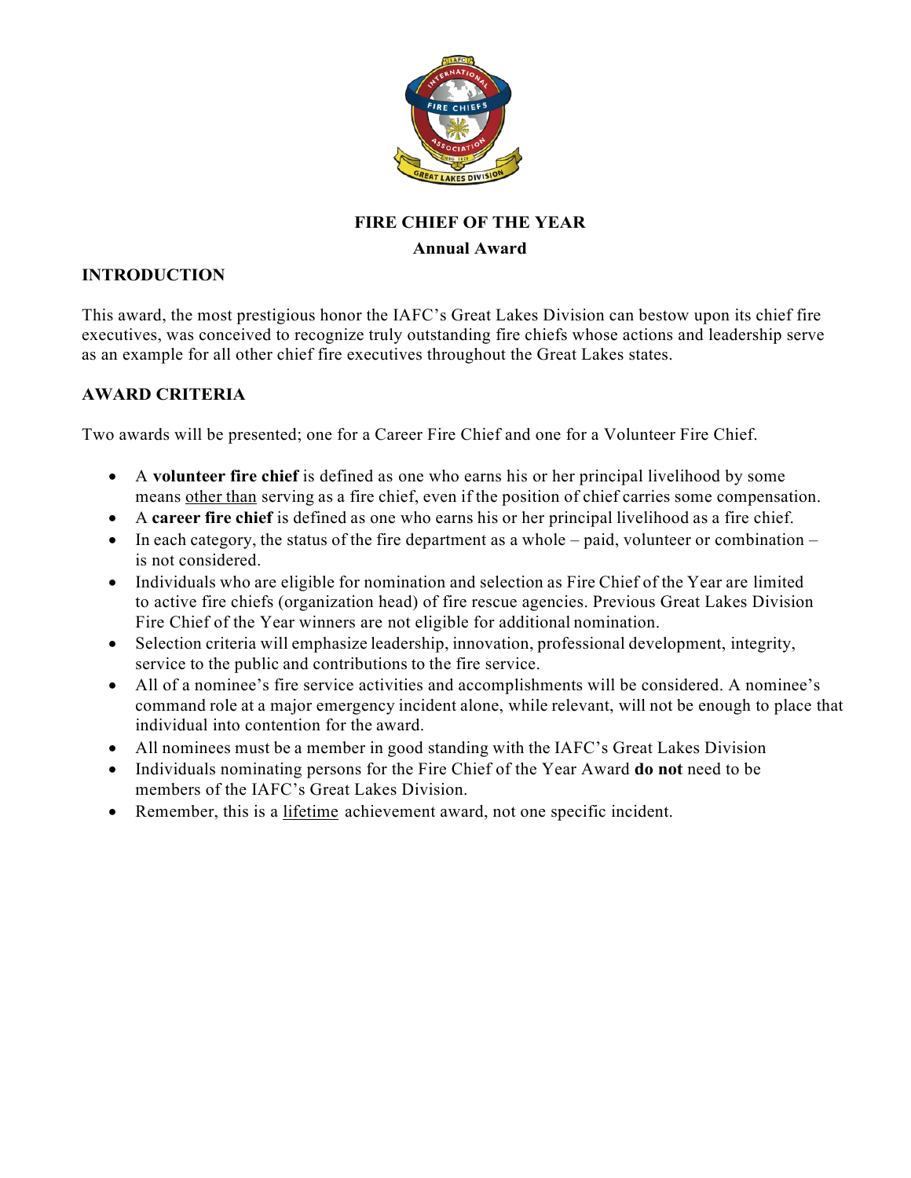# FIRE CHIEF OF THE YEAR

**Annual Award**

## INTRODUCTION

This award, the most prestigious honor the IAFC's Great Lakes Division can bestow upon its chief fire executives, was conceived to recognize truly outstanding fire chiefs whose actions and leadership serve as an example for all other chief fire executives throughout the Great Lakes states.

## AWARD CRITERIA

Two awards will be presented; one for a Career Fire Chief and one for a Volunteer Fire Chief.

- A **volunteer fire chief** is defined as one who earns his or her principal livelihood by some means <u>other than</u> serving as a fire chief, even if the position of chief carries some compensation.
- A **career fire chief** is defined as one who earns his or her principal livelihood as a fire chief.
- In each category, the status of the fire department as a whole – paid, volunteer or combination – is not considered.
- Individuals who are eligible for nomination and selection as Fire Chief of the Year are limited to active fire chiefs (organization head) of fire rescue agencies. Previous Great Lakes Division Fire Chief of the Year winners are not eligible for additional nomination.
- Selection criteria will emphasize leadership, innovation, professional development, integrity, service to the public and contributions to the fire service.
- All of a nominee's fire service activities and accomplishments will be considered. A nominee's command role at a major emergency incident alone, while relevant, will not be enough to place that individual into contention for the award.
- All nominees must be a member in good standing with the IAFC's Great Lakes Division
- Individuals nominating persons for the Fire Chief of the Year Award **do not** need to be members of the IAFC's Great Lakes Division.
- Remember, this is a <u>lifetime</u> achievement award, not one specific incident.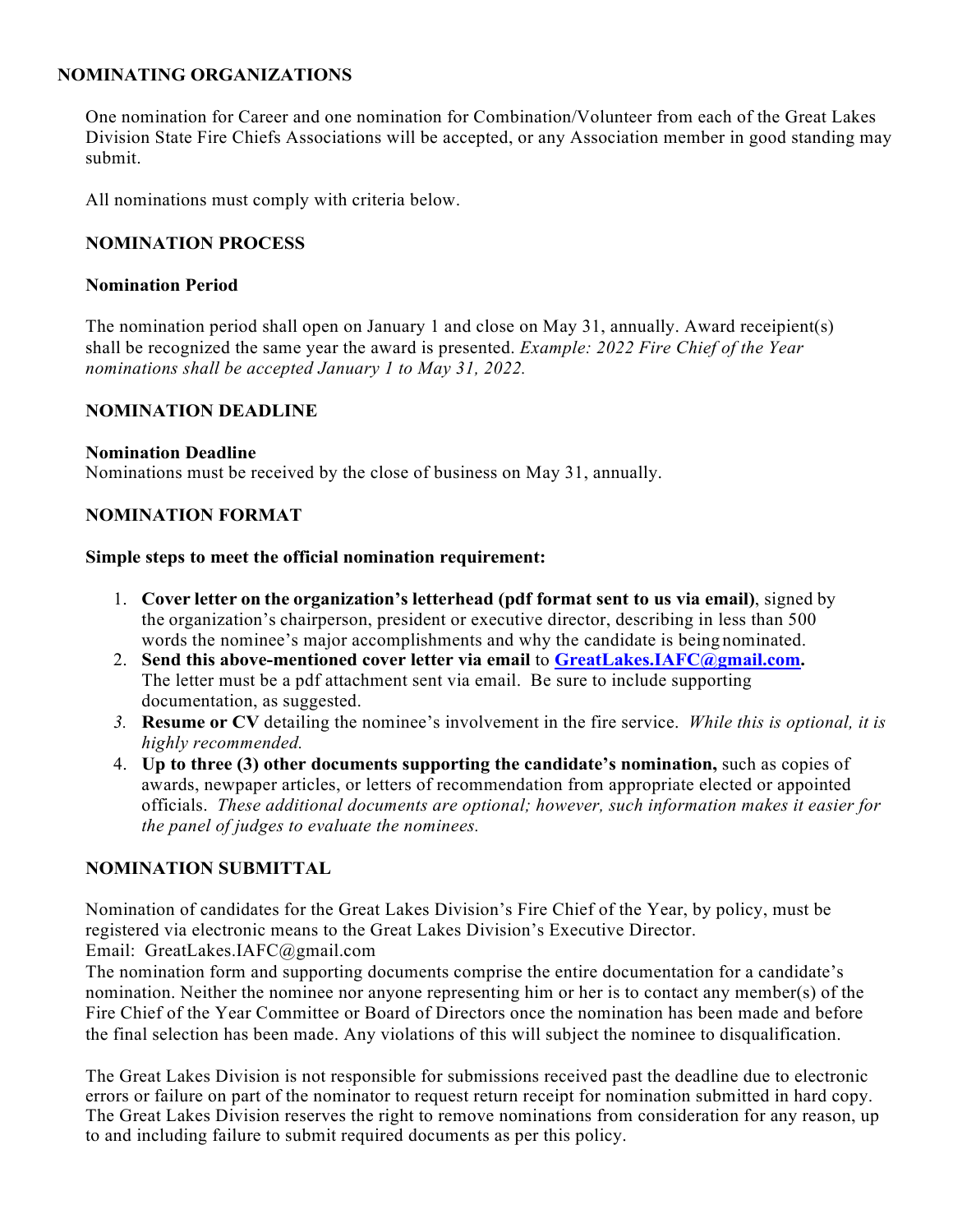## NOMINATING ORGANIZATIONS

One nomination for Career and one nomination for Combination/Volunteer from each of the Great Lakes Division State Fire Chiefs Associations will be accepted, or any Association member in good standing may submit.

All nominations must comply with criteria below.

### NOMINATION PROCESS

**Nomination Period**

The nomination period shall open on January 1 and close on May 31, annually. Award receipient(s) shall be recognized the same year the award is presented. *Example: 2022 Fire Chief of the Year nominations shall be accepted January 1 to May 31, 2022.*

### NOMINATION DEADLINE

**Nomination Deadline**
Nominations must be received by the close of business on May 31, annually.

### NOMINATION FORMAT

**Simple steps to meet the official nomination requirement:**

1. **Cover letter on the organization's letterhead (pdf format sent to us via email)**, signed by the organization's chairperson, president or executive director, describing in less than 500 words the nominee's major accomplishments and why the candidate is being nominated.
2. **Send this above-mentioned cover letter via email** to **GreatLakes.IAFC@gmail.com.** The letter must be a pdf attachment sent via email. Be sure to include supporting documentation, as suggested.
3. **Resume or CV** detailing the nominee's involvement in the fire service. *While this is optional, it is highly recommended.*
4. **Up to three (3) other documents supporting the candidate's nomination,** such as copies of awards, newpaper articles, or letters of recommendation from appropriate elected or appointed officials. *These additional documents are optional; however, such information makes it easier for the panel of judges to evaluate the nominees.*

### NOMINATION SUBMITTAL

Nomination of candidates for the Great Lakes Division's Fire Chief of the Year, by policy, must be registered via electronic means to the Great Lakes Division's Executive Director.
Email: GreatLakes.IAFC@gmail.com
The nomination form and supporting documents comprise the entire documentation for a candidate's nomination. Neither the nominee nor anyone representing him or her is to contact any member(s) of the Fire Chief of the Year Committee or Board of Directors once the nomination has been made and before the final selection has been made. Any violations of this will subject the nominee to disqualification.

The Great Lakes Division is not responsible for submissions received past the deadline due to electronic errors or failure on part of the nominator to request return receipt for nomination submitted in hard copy. The Great Lakes Division reserves the right to remove nominations from consideration for any reason, up to and including failure to submit required documents as per this policy.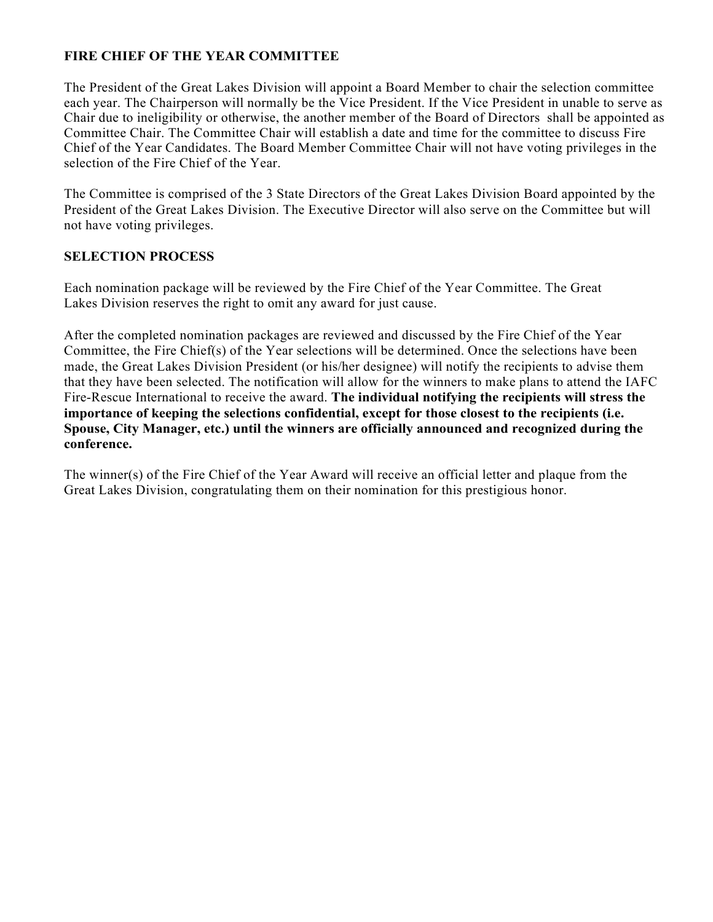**FIRE CHIEF OF THE YEAR COMMITTEE**

The President of the Great Lakes Division will appoint a Board Member to chair the selection committee each year. The Chairperson will normally be the Vice President. If the Vice President in unable to serve as Chair due to ineligibility or otherwise, the another member of the Board of Directors shall be appointed as Committee Chair. The Committee Chair will establish a date and time for the committee to discuss Fire Chief of the Year Candidates. The Board Member Committee Chair will not have voting privileges in the selection of the Fire Chief of the Year.

The Committee is comprised of the 3 State Directors of the Great Lakes Division Board appointed by the President of the Great Lakes Division. The Executive Director will also serve on the Committee but will not have voting privileges.

**SELECTION PROCESS**

Each nomination package will be reviewed by the Fire Chief of the Year Committee. The Great Lakes Division reserves the right to omit any award for just cause.

After the completed nomination packages are reviewed and discussed by the Fire Chief of the Year Committee, the Fire Chief(s) of the Year selections will be determined. Once the selections have been made, the Great Lakes Division President (or his/her designee) will notify the recipients to advise them that they have been selected. The notification will allow for the winners to make plans to attend the IAFC Fire-Rescue International to receive the award. **The individual notifying the recipients will stress the importance of keeping the selections confidential, except for those closest to the recipients (i.e. Spouse, City Manager, etc.) until the winners are officially announced and recognized during the conference.**

The winner(s) of the Fire Chief of the Year Award will receive an official letter and plaque from the Great Lakes Division, congratulating them on their nomination for this prestigious honor.